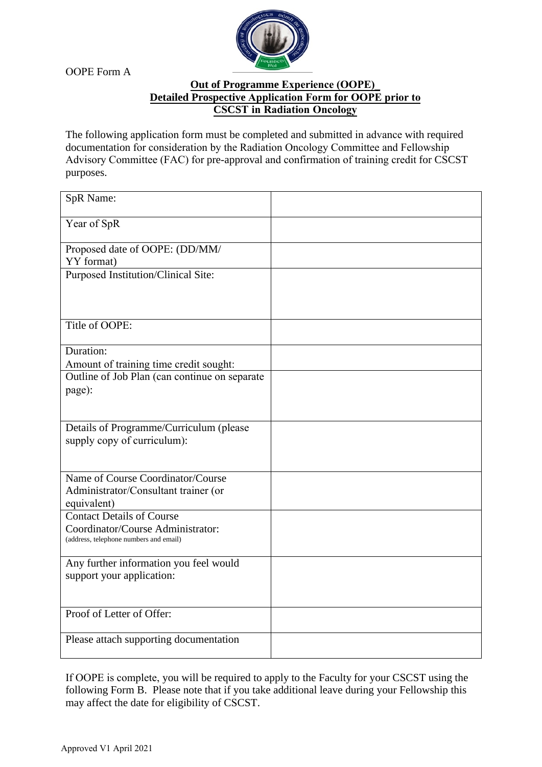OOPE Form A

## Out of Programme Experience (OOPE) Detailed Prospective Application Form for OOPE prior to CSCST in Radiation Oncology

The following application form must be completed and submitted in advance with required documentation for consideration by the Radiation Oncology Committee and Fellowship Advisory Committee (FAC) for pre-approval and confirmation of training credit for CSCST purposes.

| | |
|---|---|
| SpR Name: | |
| Year of SpR | |
| Proposed date of OOPE: (DD/MM/ YY format) | |
| Purposed Institution/Clinical Site: | |
| Title of OOPE: | |
| Duration: Amount of training time credit sought: | |
| Outline of Job Plan (can continue on separate page): | |
| Details of Programme/Curriculum (please supply copy of curriculum): | |
| Name of Course Coordinator/Course Administrator/Consultant trainer (or equivalent) | |
| Contact Details of Course Coordinator/Course Administrator: (address, telephone numbers and email) | |
| Any further information you feel would support your application: | |
| Proof of Letter of Offer: | |
| Please attach supporting documentation | |

If OOPE is complete, you will be required to apply to the Faculty for your CSCST using the following Form B. Please note that if you take additional leave during your Fellowship this may affect the date for eligibility of CSCST.

Approved V1 April 2021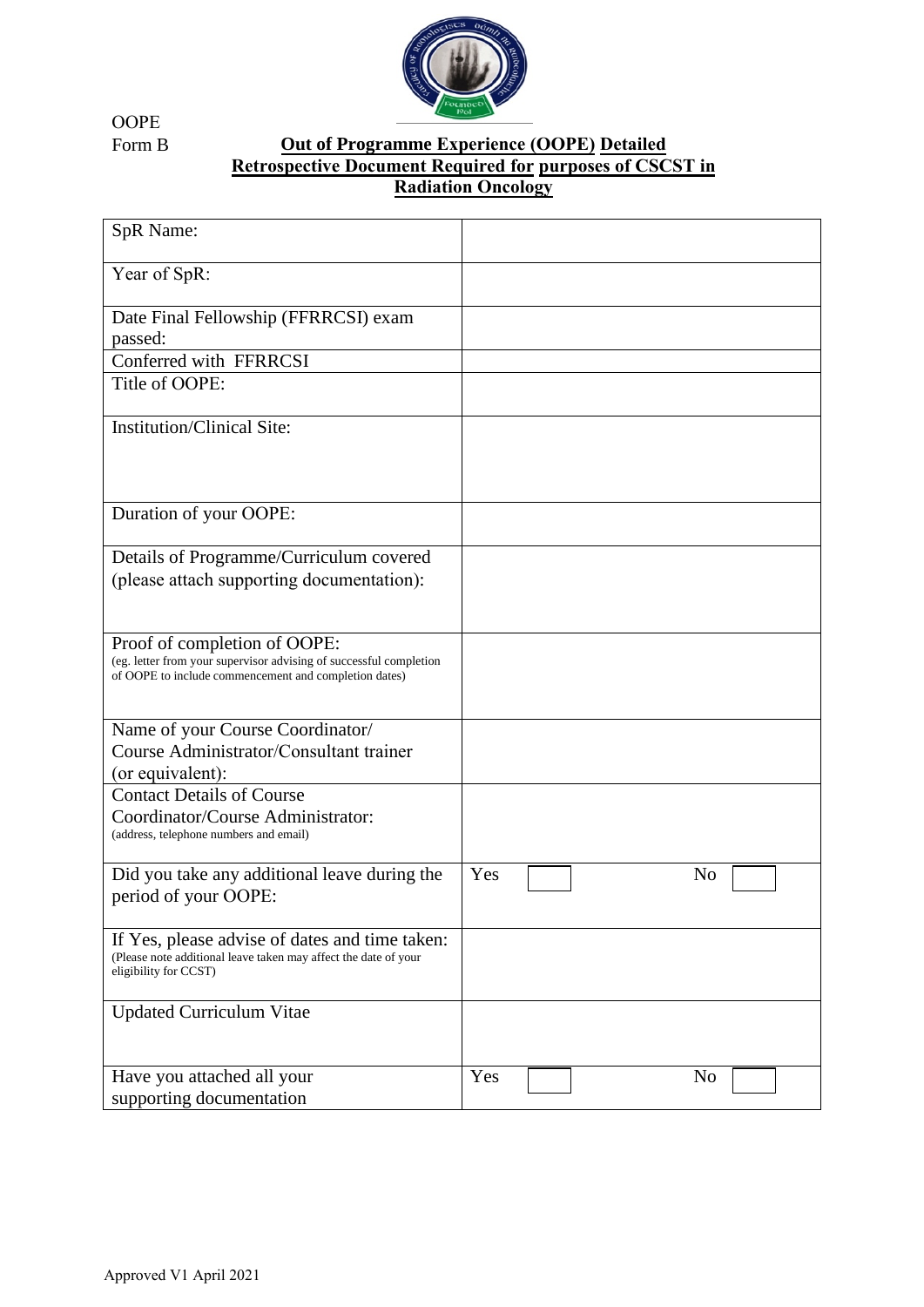OOPE
Form B

**Out of Programme Experience (OOPE) Detailed Retrospective Document Required for purposes of CSCST in Radiation Oncology**

| | |
|---|---|
| SpR Name: | |
| Year of SpR: | |
| Date Final Fellowship (FFRRCSI) exam passed: | |
| Conferred with FFRRCSI | |
| Title of OOPE: | |
| Institution/Clinical Site: | |
| Duration of your OOPE: | |
| Details of Programme/Curriculum covered (please attach supporting documentation): | |
| Proof of completion of OOPE: (eg. letter from your supervisor advising of successful completion of OOPE to include commencement and completion dates) | |
| Name of your Course Coordinator/ Course Administrator/Consultant trainer (or equivalent): | |
| Contact Details of Course Coordinator/Course Administrator: (address, telephone numbers and email) | |
| Did you take any additional leave during the period of your OOPE: | Yes ☐ No ☐ |
| If Yes, please advise of dates and time taken: (Please note additional leave taken may affect the date of your eligibility for CCST) | |
| Updated Curriculum Vitae | |
| Have you attached all your supporting documentation | Yes ☐ No ☐ |

Approved V1 April 2021